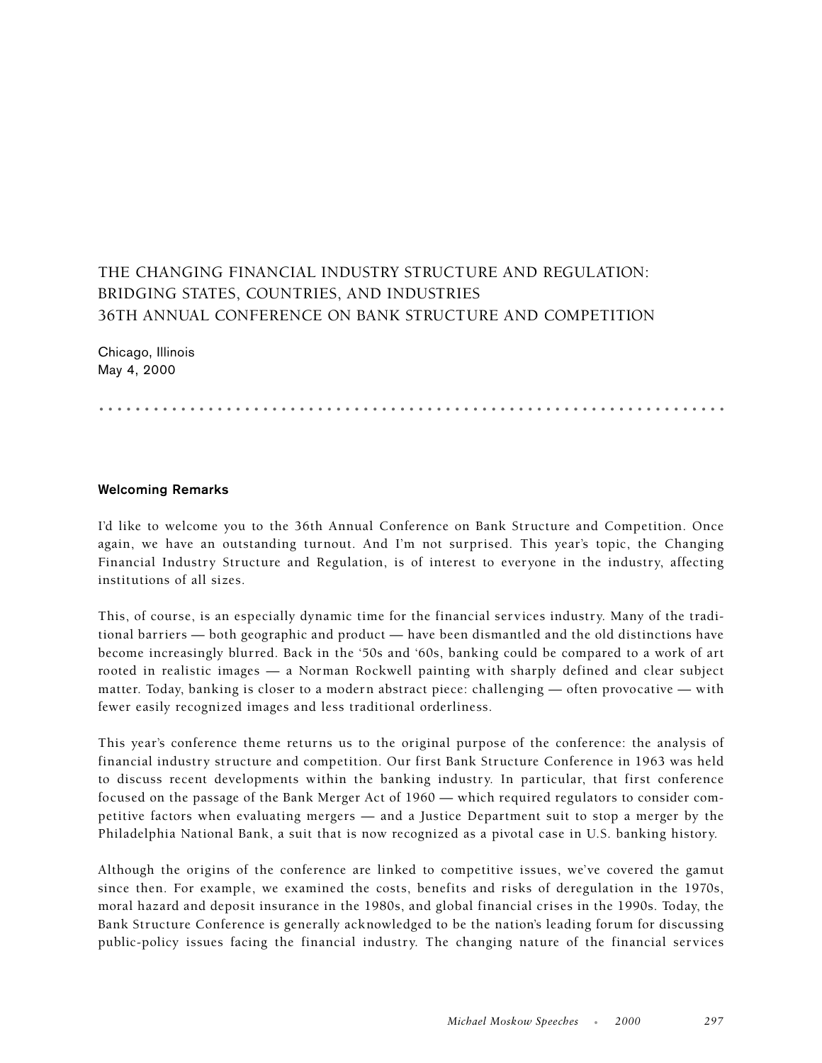# THE CHANGING FINANCIAL INDUSTRY STRUCTURE AND REGULATION: BRIDGING STATES, COUNTRIES, AND INDUSTRIES
# 36TH ANNUAL CONFERENCE ON BANK STRUCTURE AND COMPETITION

Chicago, Illinois
May 4, 2000

## Welcoming Remarks

I'd like to welcome you to the 36th Annual Conference on Bank Structure and Competition. Once again, we have an outstanding turnout. And I'm not surprised. This year's topic, the Changing Financial Industry Structure and Regulation, is of interest to everyone in the industry, affecting institutions of all sizes.

This, of course, is an especially dynamic time for the financial services industry. Many of the traditional barriers — both geographic and product — have been dismantled and the old distinctions have become increasingly blurred. Back in the '50s and '60s, banking could be compared to a work of art rooted in realistic images — a Norman Rockwell painting with sharply defined and clear subject matter. Today, banking is closer to a modern abstract piece: challenging — often provocative — with fewer easily recognized images and less traditional orderliness.

This year's conference theme returns us to the original purpose of the conference: the analysis of financial industry structure and competition. Our first Bank Structure Conference in 1963 was held to discuss recent developments within the banking industry. In particular, that first conference focused on the passage of the Bank Merger Act of 1960 — which required regulators to consider competitive factors when evaluating mergers — and a Justice Department suit to stop a merger by the Philadelphia National Bank, a suit that is now recognized as a pivotal case in U.S. banking history.

Although the origins of the conference are linked to competitive issues, we've covered the gamut since then. For example, we examined the costs, benefits and risks of deregulation in the 1970s, moral hazard and deposit insurance in the 1980s, and global financial crises in the 1990s. Today, the Bank Structure Conference is generally acknowledged to be the nation's leading forum for discussing public-policy issues facing the financial industry. The changing nature of the financial services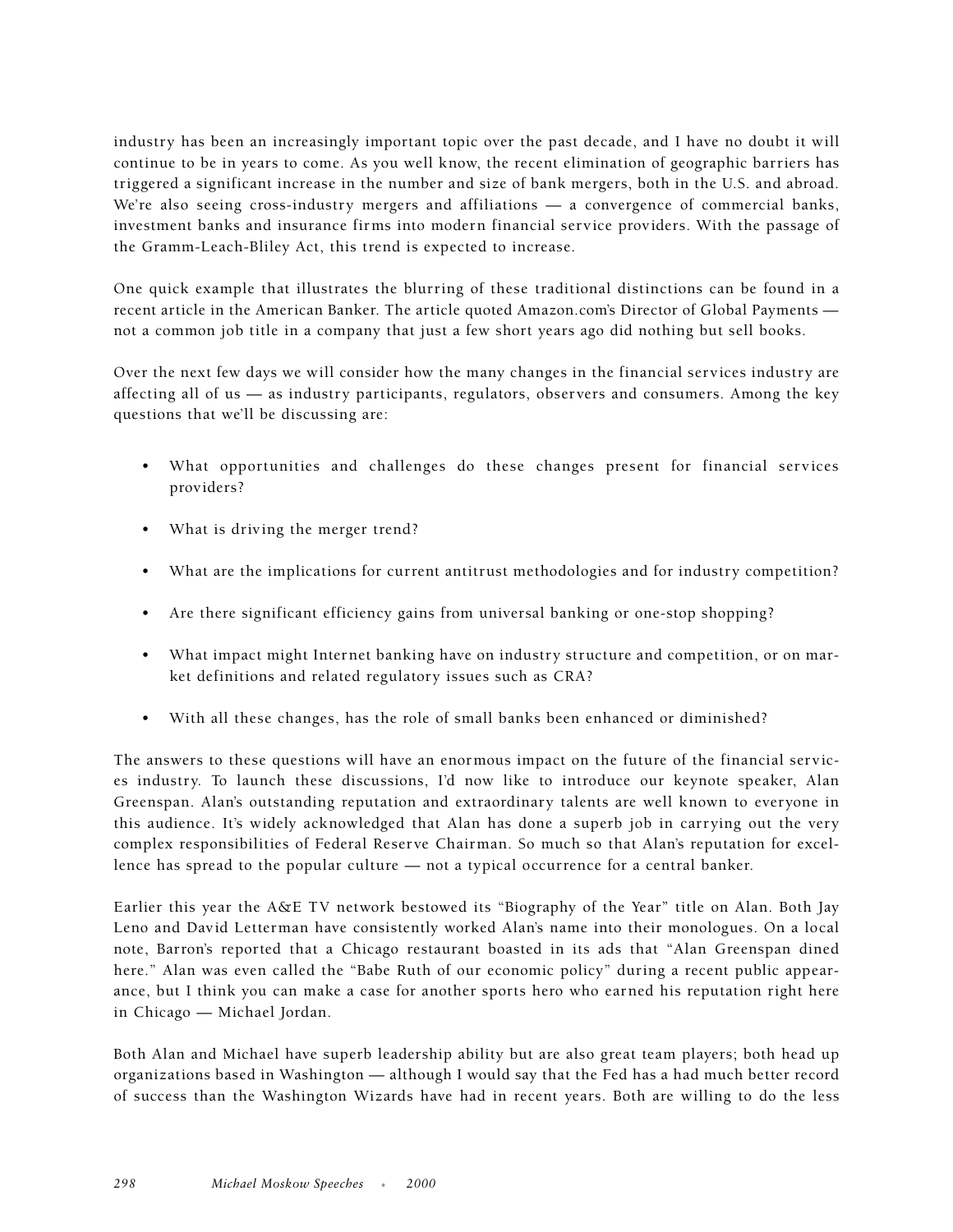industry has been an increasingly important topic over the past decade, and I have no doubt it will continue to be in years to come. As you well know, the recent elimination of geographic barriers has triggered a significant increase in the number and size of bank mergers, both in the U.S. and abroad. We're also seeing cross-industry mergers and affiliations — a convergence of commercial banks, investment banks and insurance firms into modern financial service providers. With the passage of the Gramm-Leach-Bliley Act, this trend is expected to increase.

One quick example that illustrates the blurring of these traditional distinctions can be found in a recent article in the American Banker. The article quoted Amazon.com's Director of Global Payments — not a common job title in a company that just a few short years ago did nothing but sell books.

Over the next few days we will consider how the many changes in the financial services industry are affecting all of us — as industry participants, regulators, observers and consumers. Among the key questions that we'll be discussing are:

- What opportunities and challenges do these changes present for financial services providers?
- What is driving the merger trend?
- What are the implications for current antitrust methodologies and for industry competition?
- Are there significant efficiency gains from universal banking or one-stop shopping?
- What impact might Internet banking have on industry structure and competition, or on market definitions and related regulatory issues such as CRA?
- With all these changes, has the role of small banks been enhanced or diminished?

The answers to these questions will have an enormous impact on the future of the financial services industry. To launch these discussions, I'd now like to introduce our keynote speaker, Alan Greenspan. Alan's outstanding reputation and extraordinary talents are well known to everyone in this audience. It's widely acknowledged that Alan has done a superb job in carrying out the very complex responsibilities of Federal Reserve Chairman. So much so that Alan's reputation for excellence has spread to the popular culture — not a typical occurrence for a central banker.

Earlier this year the A&E TV network bestowed its "Biography of the Year" title on Alan. Both Jay Leno and David Letterman have consistently worked Alan's name into their monologues. On a local note, Barron's reported that a Chicago restaurant boasted in its ads that "Alan Greenspan dined here." Alan was even called the "Babe Ruth of our economic policy" during a recent public appearance, but I think you can make a case for another sports hero who earned his reputation right here in Chicago — Michael Jordan.

Both Alan and Michael have superb leadership ability but are also great team players; both head up organizations based in Washington — although I would say that the Fed has a had much better record of success than the Washington Wizards have had in recent years. Both are willing to do the less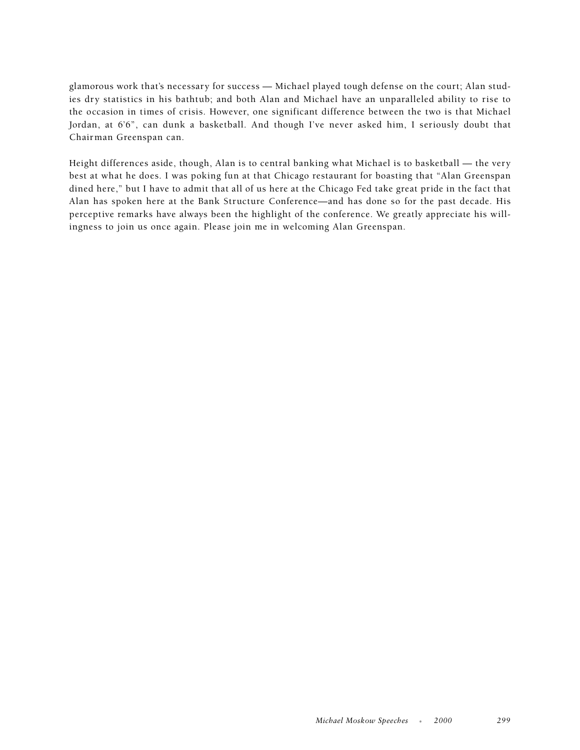glamorous work that's necessary for success — Michael played tough defense on the court; Alan studies dry statistics in his bathtub; and both Alan and Michael have an unparalleled ability to rise to the occasion in times of crisis. However, one significant difference between the two is that Michael Jordan, at 6'6", can dunk a basketball. And though I've never asked him, I seriously doubt that Chairman Greenspan can.

Height differences aside, though, Alan is to central banking what Michael is to basketball — the very best at what he does. I was poking fun at that Chicago restaurant for boasting that "Alan Greenspan dined here," but I have to admit that all of us here at the Chicago Fed take great pride in the fact that Alan has spoken here at the Bank Structure Conference—and has done so for the past decade. His perceptive remarks have always been the highlight of the conference. We greatly appreciate his willingness to join us once again. Please join me in welcoming Alan Greenspan.